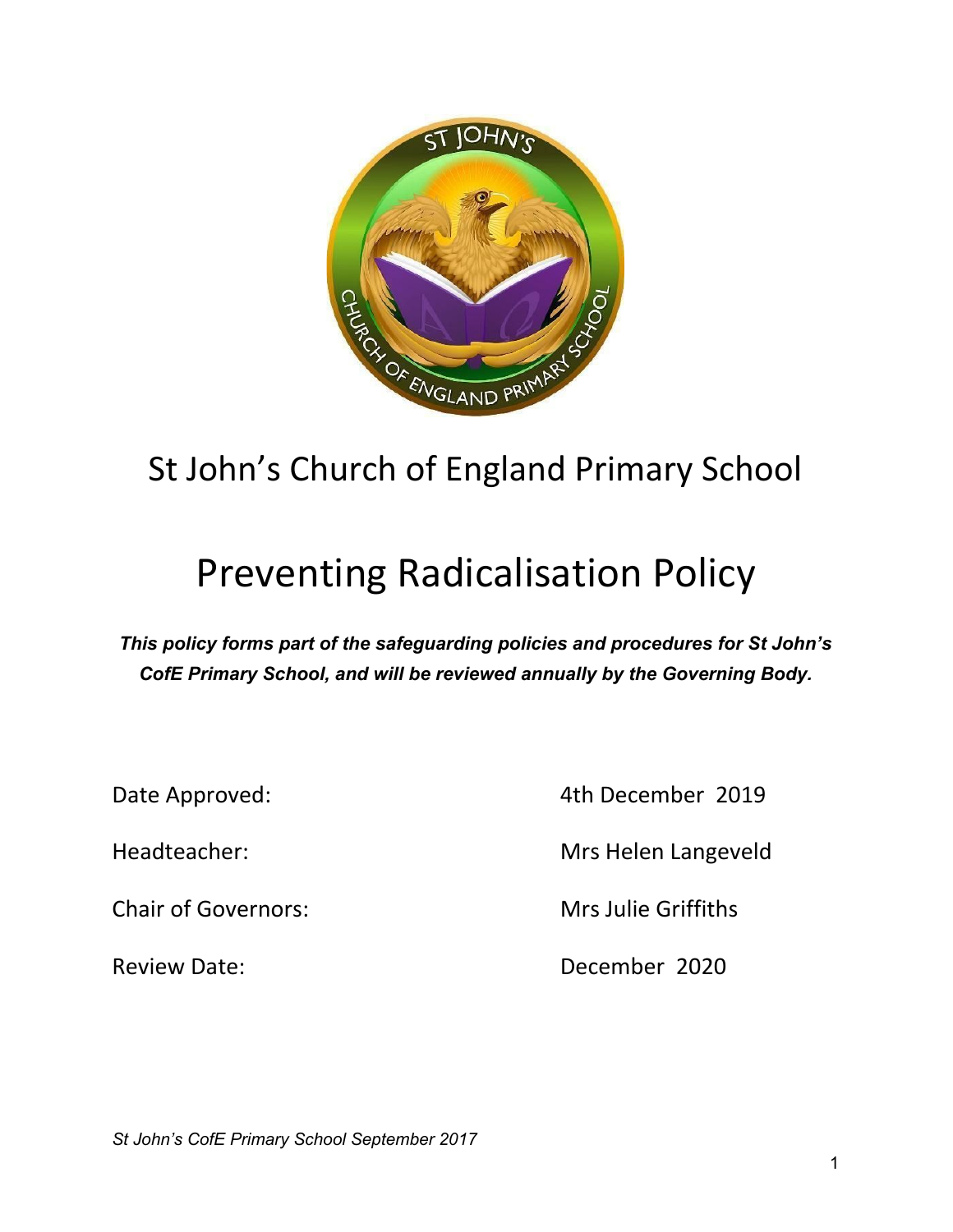# St John's Church of England Primary School

# Preventing Radicalisation Policy

***This policy forms part of the safeguarding policies and procedures for St John's CofE Primary School, and will be reviewed annually by the Governing Body.***

| | |
|---|---|
| Date Approved: | 4th December 2019 |
| Headteacher: | Mrs Helen Langeveld |
| Chair of Governors: | Mrs Julie Griffiths |
| Review Date: | December 2020 |

*St John's CofE Primary School September 2017*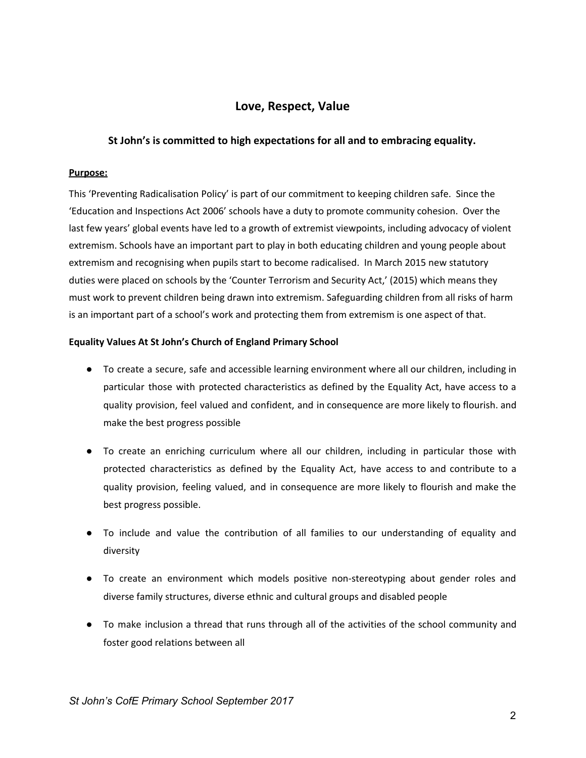## Love, Respect, Value

### St John's is committed to high expectations for all and to embracing equality.

**Purpose:**

This 'Preventing Radicalisation Policy' is part of our commitment to keeping children safe. Since the 'Education and Inspections Act 2006' schools have a duty to promote community cohesion. Over the last few years' global events have led to a growth of extremist viewpoints, including advocacy of violent extremism. Schools have an important part to play in both educating children and young people about extremism and recognising when pupils start to become radicalised. In March 2015 new statutory duties were placed on schools by the 'Counter Terrorism and Security Act,' (2015) which means they must work to prevent children being drawn into extremism. Safeguarding children from all risks of harm is an important part of a school's work and protecting them from extremism is one aspect of that.

**Equality Values At St John's Church of England Primary School**

- To create a secure, safe and accessible learning environment where all our children, including in particular those with protected characteristics as defined by the Equality Act, have access to a quality provision, feel valued and confident, and in consequence are more likely to flourish. and make the best progress possible

- To create an enriching curriculum where all our children, including in particular those with protected characteristics as defined by the Equality Act, have access to and contribute to a quality provision, feeling valued, and in consequence are more likely to flourish and make the best progress possible.

- To include and value the contribution of all families to our understanding of equality and diversity

- To create an environment which models positive non-stereotyping about gender roles and diverse family structures, diverse ethnic and cultural groups and disabled people

- To make inclusion a thread that runs through all of the activities of the school community and foster good relations between all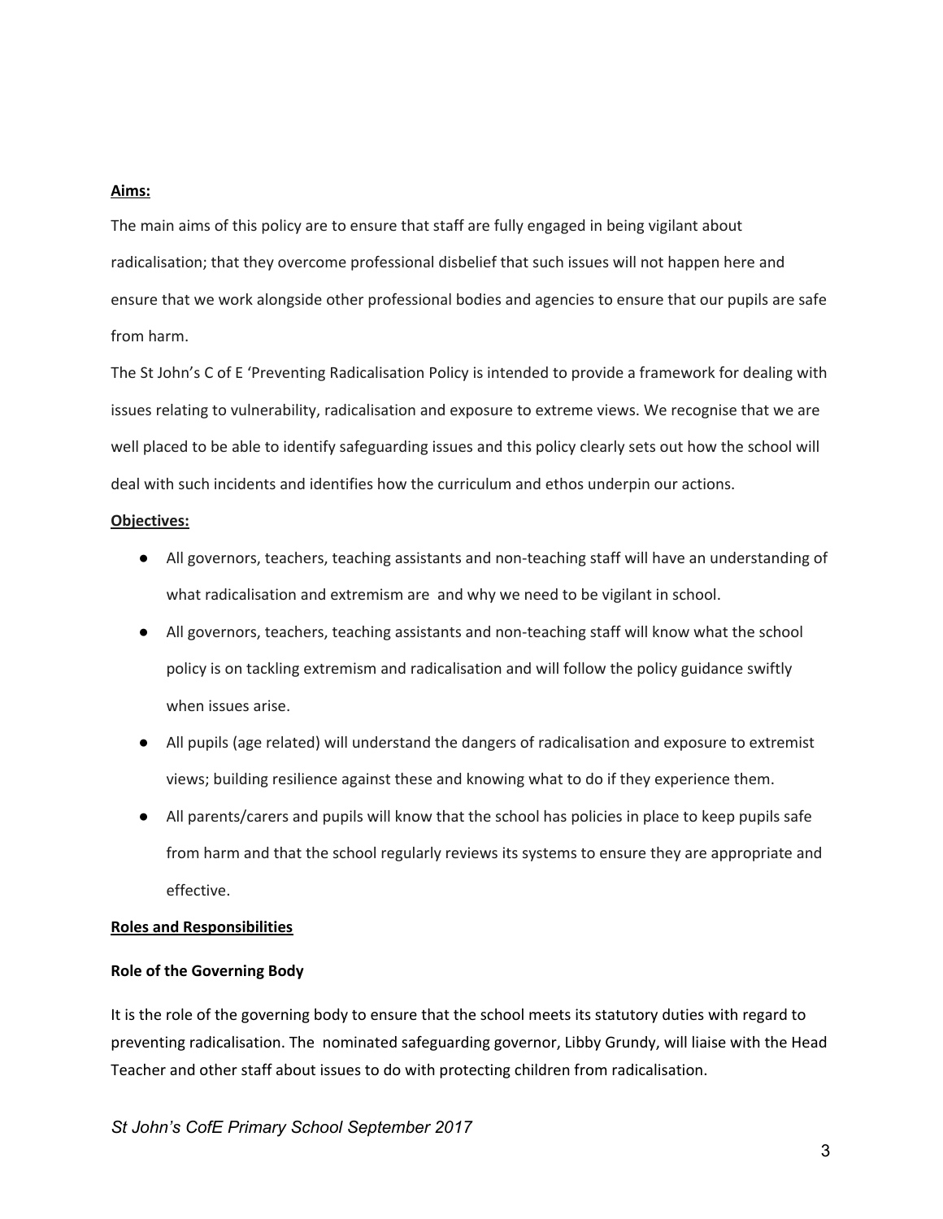**Aims:**

The main aims of this policy are to ensure that staff are fully engaged in being vigilant about radicalisation; that they overcome professional disbelief that such issues will not happen here and ensure that we work alongside other professional bodies and agencies to ensure that our pupils are safe from harm.

The St John's C of E 'Preventing Radicalisation Policy is intended to provide a framework for dealing with issues relating to vulnerability, radicalisation and exposure to extreme views. We recognise that we are well placed to be able to identify safeguarding issues and this policy clearly sets out how the school will deal with such incidents and identifies how the curriculum and ethos underpin our actions.

**Objectives:**

- All governors, teachers, teaching assistants and non-teaching staff will have an understanding of what radicalisation and extremism are and why we need to be vigilant in school.
- All governors, teachers, teaching assistants and non-teaching staff will know what the school policy is on tackling extremism and radicalisation and will follow the policy guidance swiftly when issues arise.
- All pupils (age related) will understand the dangers of radicalisation and exposure to extremist views; building resilience against these and knowing what to do if they experience them.
- All parents/carers and pupils will know that the school has policies in place to keep pupils safe from harm and that the school regularly reviews its systems to ensure they are appropriate and effective.

**Roles and Responsibilities**

**Role of the Governing Body**

It is the role of the governing body to ensure that the school meets its statutory duties with regard to preventing radicalisation. The nominated safeguarding governor, Libby Grundy, will liaise with the Head Teacher and other staff about issues to do with protecting children from radicalisation.

*St John's CofE Primary School September 2017*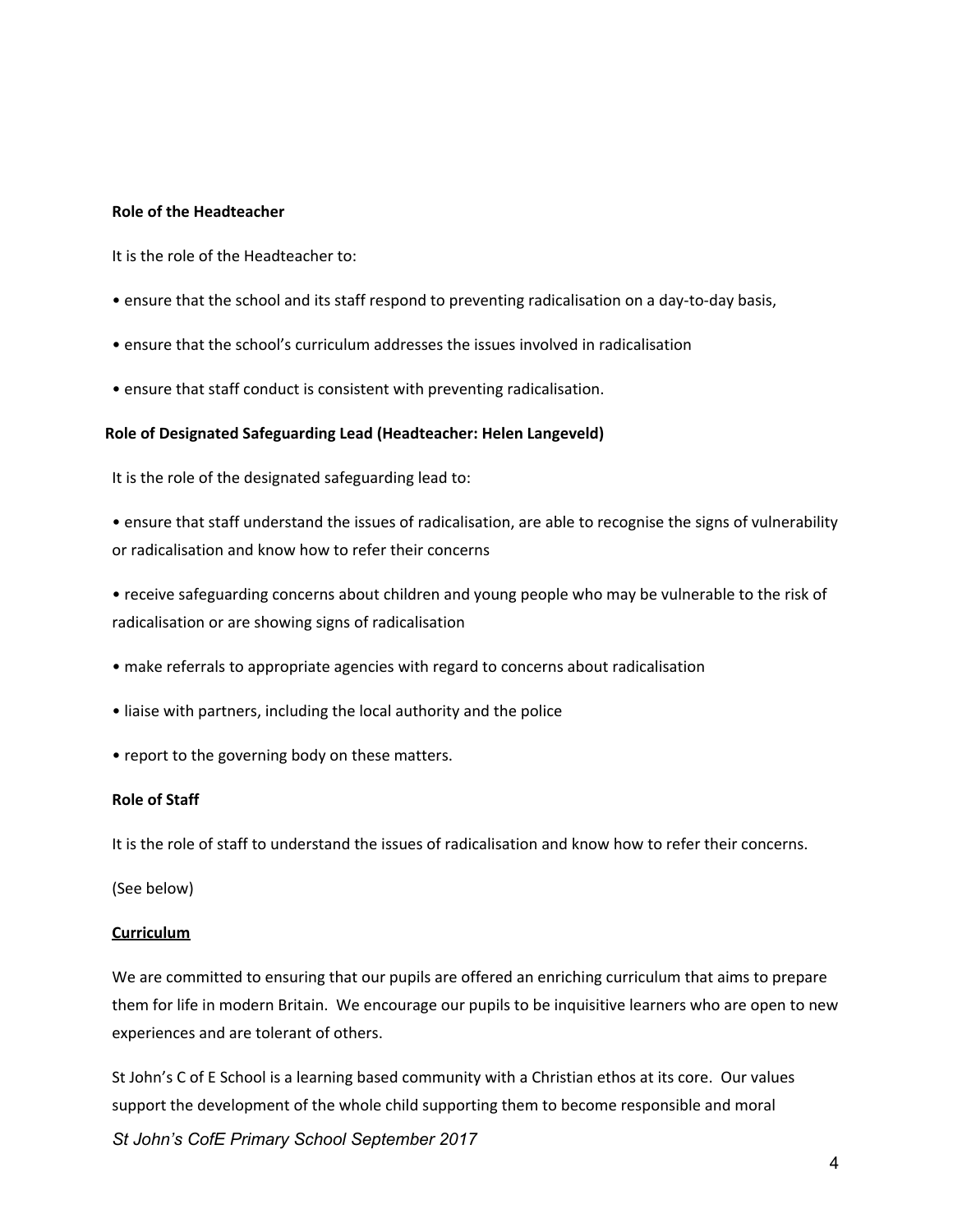**Role of the Headteacher**

It is the role of the Headteacher to:

- ensure that the school and its staff respond to preventing radicalisation on a day-to-day basis,
- ensure that the school's curriculum addresses the issues involved in radicalisation
- ensure that staff conduct is consistent with preventing radicalisation.

**Role of Designated Safeguarding Lead (Headteacher: Helen Langeveld)**

It is the role of the designated safeguarding lead to:

- ensure that staff understand the issues of radicalisation, are able to recognise the signs of vulnerability or radicalisation and know how to refer their concerns
- receive safeguarding concerns about children and young people who may be vulnerable to the risk of radicalisation or are showing signs of radicalisation
- make referrals to appropriate agencies with regard to concerns about radicalisation
- liaise with partners, including the local authority and the police
- report to the governing body on these matters.

**Role of Staff**

It is the role of staff to understand the issues of radicalisation and know how to refer their concerns.

(See below)

**Curriculum**

We are committed to ensuring that our pupils are offered an enriching curriculum that aims to prepare them for life in modern Britain. We encourage our pupils to be inquisitive learners who are open to new experiences and are tolerant of others.

St John's C of E School is a learning based community with a Christian ethos at its core. Our values support the development of the whole child supporting them to become responsible and moral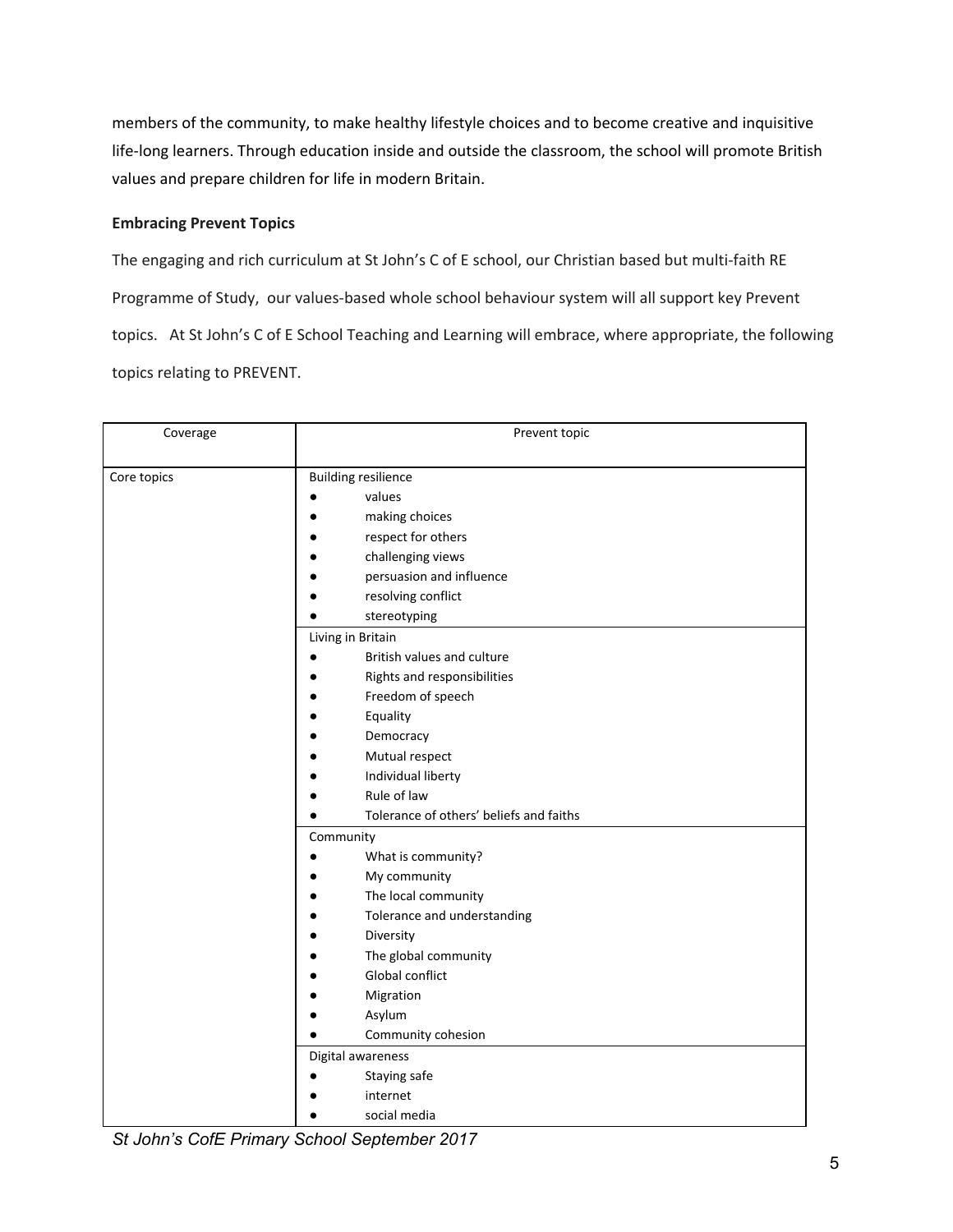members of the community, to make healthy lifestyle choices and to become creative and inquisitive life-long learners. Through education inside and outside the classroom, the school will promote British values and prepare children for life in modern Britain.

**Embracing Prevent Topics**

The engaging and rich curriculum at St John's C of E school, our Christian based but multi-faith RE Programme of Study, our values-based whole school behaviour system will all support key Prevent topics. At St John's C of E School Teaching and Learning will embrace, where appropriate, the following topics relating to PREVENT.

| Coverage | Prevent topic |
|---|---|
| Core topics | Building resilience<br>● values<br>● making choices<br>● respect for others<br>● challenging views<br>● persuasion and influence<br>● resolving conflict<br>● stereotyping |
| | Living in Britain<br>● British values and culture<br>● Rights and responsibilities<br>● Freedom of speech<br>● Equality<br>● Democracy<br>● Mutual respect<br>● Individual liberty<br>● Rule of law<br>● Tolerance of others' beliefs and faiths |
| | Community<br>● What is community?<br>● My community<br>● The local community<br>● Tolerance and understanding<br>● Diversity<br>● The global community<br>● Global conflict<br>● Migration<br>● Asylum<br>● Community cohesion |
| | Digital awareness<br>● Staying safe<br>● internet<br>● social media |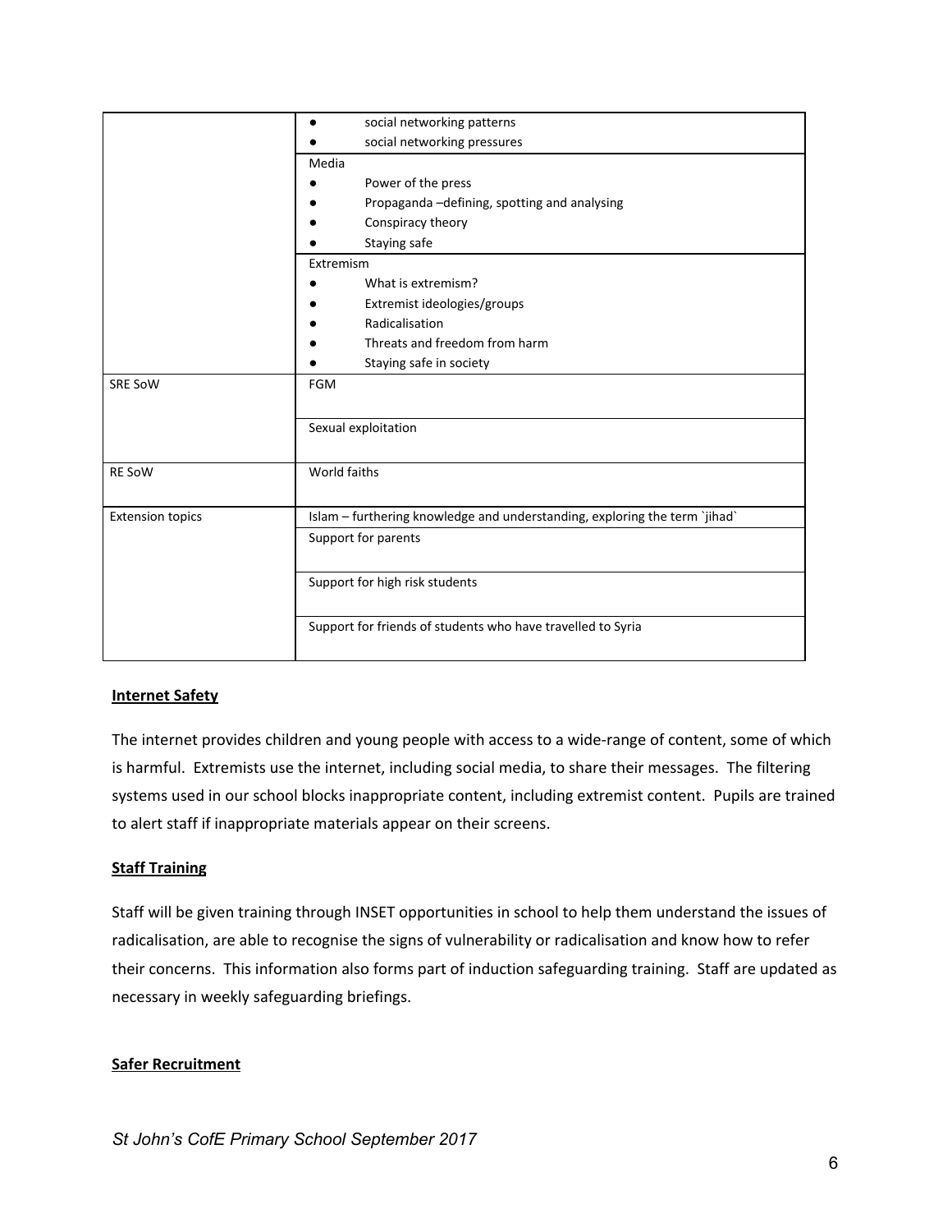| | |
|---|---|
| | • social networking patterns<br>• social networking pressures |
| | Media<br>• Power of the press<br>• Propaganda –defining, spotting and analysing<br>• Conspiracy theory<br>• Staying safe |
| | Extremism<br>• What is extremism?<br>• Extremist ideologies/groups<br>• Radicalisation<br>• Threats and freedom from harm<br>• Staying safe in society |
| SRE SoW | FGM |
| | Sexual exploitation |
| RE SoW | World faiths |
| Extension topics | Islam – furthering knowledge and understanding, exploring the term `jihad` |
| | Support for parents |
| | Support for high risk students |
| | Support for friends of students who have travelled to Syria |

**Internet Safety**

The internet provides children and young people with access to a wide-range of content, some of which is harmful. Extremists use the internet, including social media, to share their messages. The filtering systems used in our school blocks inappropriate content, including extremist content. Pupils are trained to alert staff if inappropriate materials appear on their screens.

**Staff Training**

Staff will be given training through INSET opportunities in school to help them understand the issues of radicalisation, are able to recognise the signs of vulnerability or radicalisation and know how to refer their concerns. This information also forms part of induction safeguarding training. Staff are updated as necessary in weekly safeguarding briefings.

**Safer Recruitment**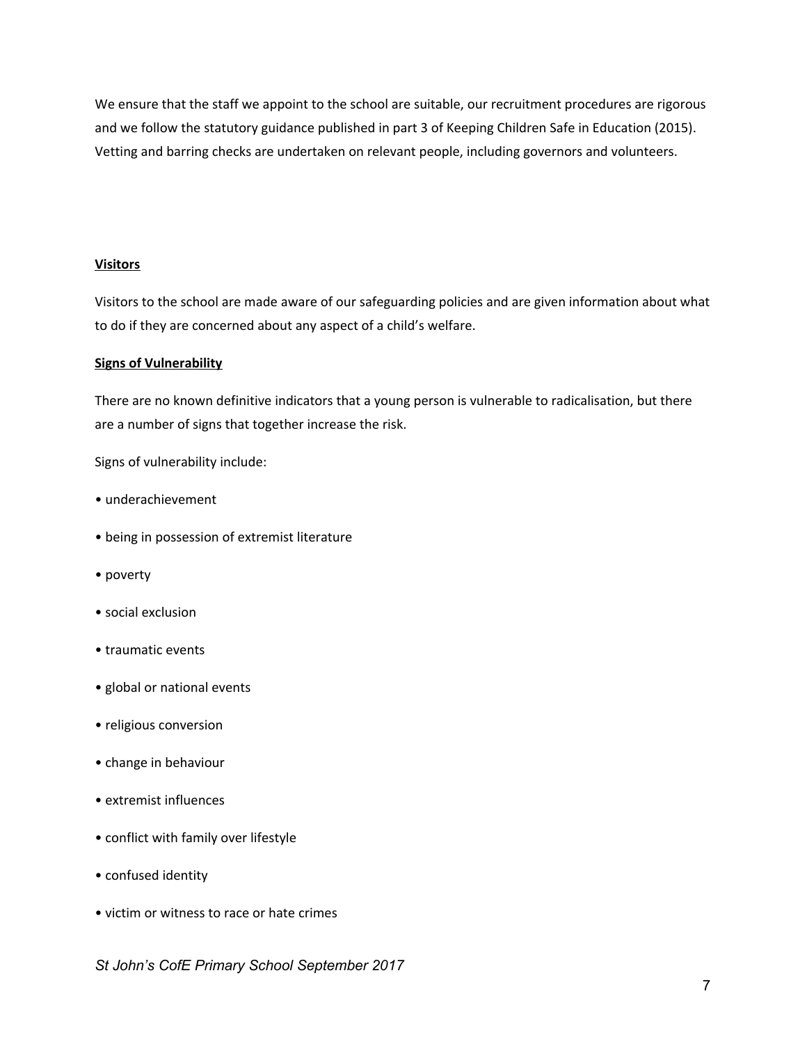We ensure that the staff we appoint to the school are suitable, our recruitment procedures are rigorous and we follow the statutory guidance published in part 3 of Keeping Children Safe in Education (2015). Vetting and barring checks are undertaken on relevant people, including governors and volunteers.

**Visitors**

Visitors to the school are made aware of our safeguarding policies and are given information about what to do if they are concerned about any aspect of a child's welfare.

**Signs of Vulnerability**

There are no known definitive indicators that a young person is vulnerable to radicalisation, but there are a number of signs that together increase the risk.

Signs of vulnerability include:

- underachievement
- being in possession of extremist literature
- poverty
- social exclusion
- traumatic events
- global or national events
- religious conversion
- change in behaviour
- extremist influences
- conflict with family over lifestyle
- confused identity
- victim or witness to race or hate crimes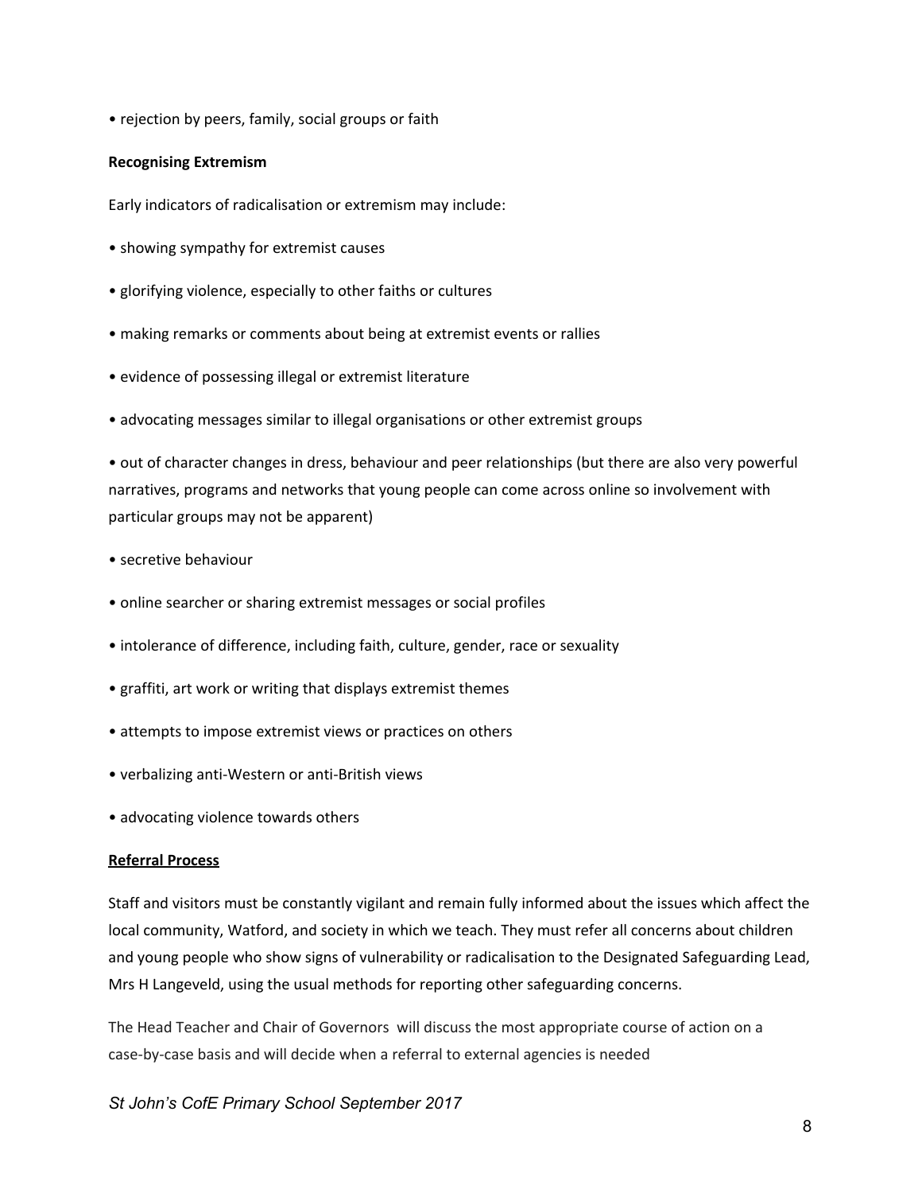• rejection by peers, family, social groups or faith

**Recognising Extremism**

Early indicators of radicalisation or extremism may include:

• showing sympathy for extremist causes

• glorifying violence, especially to other faiths or cultures

• making remarks or comments about being at extremist events or rallies

• evidence of possessing illegal or extremist literature

• advocating messages similar to illegal organisations or other extremist groups

• out of character changes in dress, behaviour and peer relationships (but there are also very powerful narratives, programs and networks that young people can come across online so involvement with particular groups may not be apparent)

• secretive behaviour

• online searcher or sharing extremist messages or social profiles

• intolerance of difference, including faith, culture, gender, race or sexuality

• graffiti, art work or writing that displays extremist themes

• attempts to impose extremist views or practices on others

• verbalizing anti-Western or anti-British views

• advocating violence towards others

**Referral Process**

Staff and visitors must be constantly vigilant and remain fully informed about the issues which affect the local community, Watford, and society in which we teach. They must refer all concerns about children and young people who show signs of vulnerability or radicalisation to the Designated Safeguarding Lead, Mrs H Langeveld, using the usual methods for reporting other safeguarding concerns.

The Head Teacher and Chair of Governors will discuss the most appropriate course of action on a case-by-case basis and will decide when a referral to external agencies is needed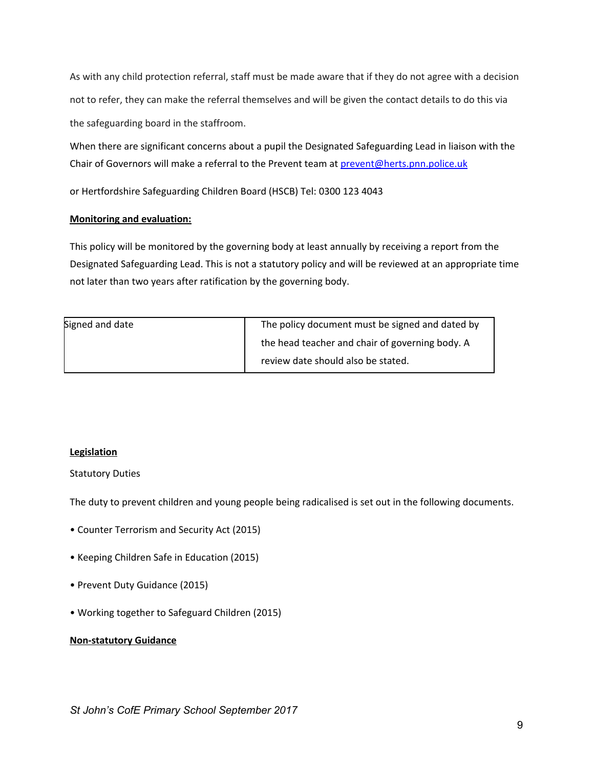As with any child protection referral, staff must be made aware that if they do not agree with a decision not to refer, they can make the referral themselves and will be given the contact details to do this via the safeguarding board in the staffroom.

When there are significant concerns about a pupil the Designated Safeguarding Lead in liaison with the Chair of Governors will make a referral to the Prevent team at [prevent@herts.pnn.police.uk](mailto:prevent@herts.pnn.police.uk)

or Hertfordshire Safeguarding Children Board (HSCB) Tel: 0300 123 4043

**Monitoring and evaluation:**

This policy will be monitored by the governing body at least annually by receiving a report from the Designated Safeguarding Lead. This is not a statutory policy and will be reviewed at an appropriate time not later than two years after ratification by the governing body.

| Signed and date | The policy document must be signed and dated by the head teacher and chair of governing body. A review date should also be stated. |
|---|---|

**Legislation**

Statutory Duties

The duty to prevent children and young people being radicalised is set out in the following documents.

- Counter Terrorism and Security Act (2015)
- Keeping Children Safe in Education (2015)
- Prevent Duty Guidance (2015)
- Working together to Safeguard Children (2015)

**Non-statutory Guidance**

*St John's CofE Primary School September 2017*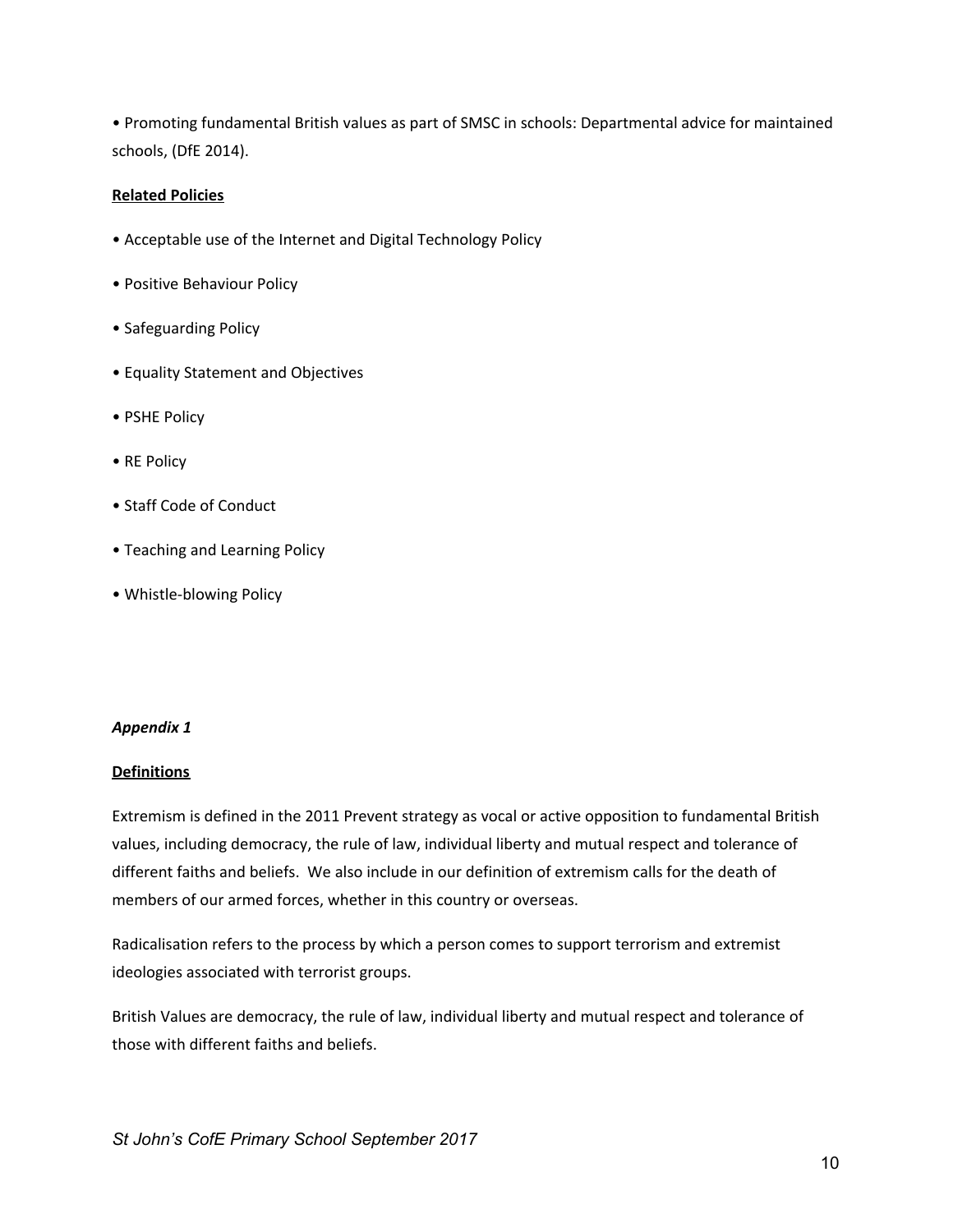- Promoting fundamental British values as part of SMSC in schools: Departmental advice for maintained schools, (DfE 2014).

**Related Policies**

- Acceptable use of the Internet and Digital Technology Policy
- Positive Behaviour Policy
- Safeguarding Policy
- Equality Statement and Objectives
- PSHE Policy
- RE Policy
- Staff Code of Conduct
- Teaching and Learning Policy
- Whistle-blowing Policy

***Appendix 1***

**Definitions**

Extremism is defined in the 2011 Prevent strategy as vocal or active opposition to fundamental British values, including democracy, the rule of law, individual liberty and mutual respect and tolerance of different faiths and beliefs. We also include in our definition of extremism calls for the death of members of our armed forces, whether in this country or overseas.

Radicalisation refers to the process by which a person comes to support terrorism and extremist ideologies associated with terrorist groups.

British Values are democracy, the rule of law, individual liberty and mutual respect and tolerance of those with different faiths and beliefs.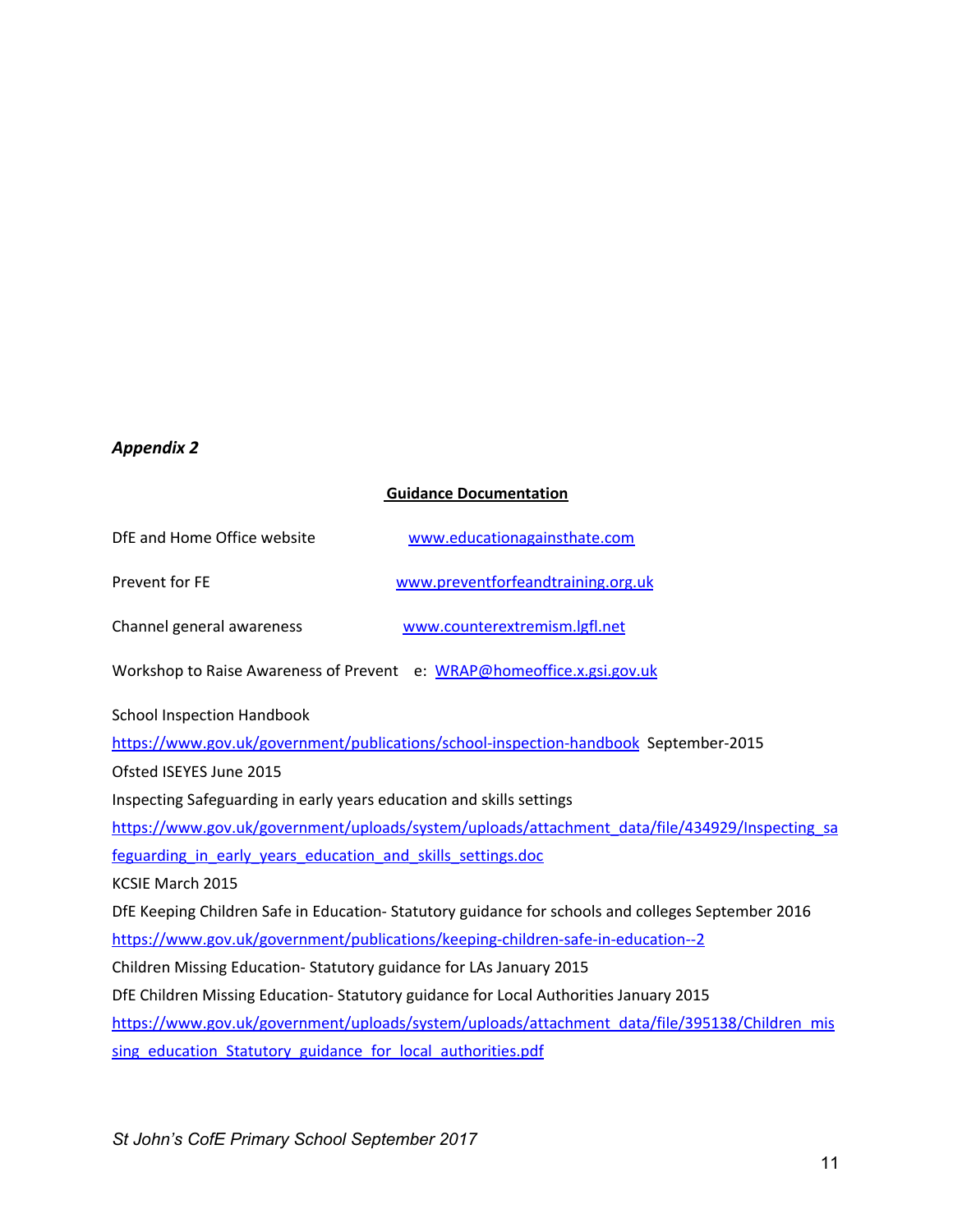*Appendix 2*

**Guidance Documentation**

DfE and Home Office website www.educationagainsthate.com

Prevent for FE www.preventforfeandtraining.org.uk

Channel general awareness www.counterextremism.lgfl.net

Workshop to Raise Awareness of Prevent e: WRAP@homeoffice.x.gsi.gov.uk

School Inspection Handbook

https://www.gov.uk/government/publications/school-inspection-handbook September-2015

Ofsted ISEYES June 2015

Inspecting Safeguarding in early years education and skills settings

https://www.gov.uk/government/uploads/system/uploads/attachment_data/file/434929/Inspecting_safeguarding_in_early_years_education_and_skills_settings.doc

KCSIE March 2015

DfE Keeping Children Safe in Education- Statutory guidance for schools and colleges September 2016

https://www.gov.uk/government/publications/keeping-children-safe-in-education--2

Children Missing Education- Statutory guidance for LAs January 2015

DfE Children Missing Education- Statutory guidance for Local Authorities January 2015

https://www.gov.uk/government/uploads/system/uploads/attachment_data/file/395138/Children_missing_education_Statutory_guidance_for_local_authorities.pdf

*St John's CofE Primary School September 2017*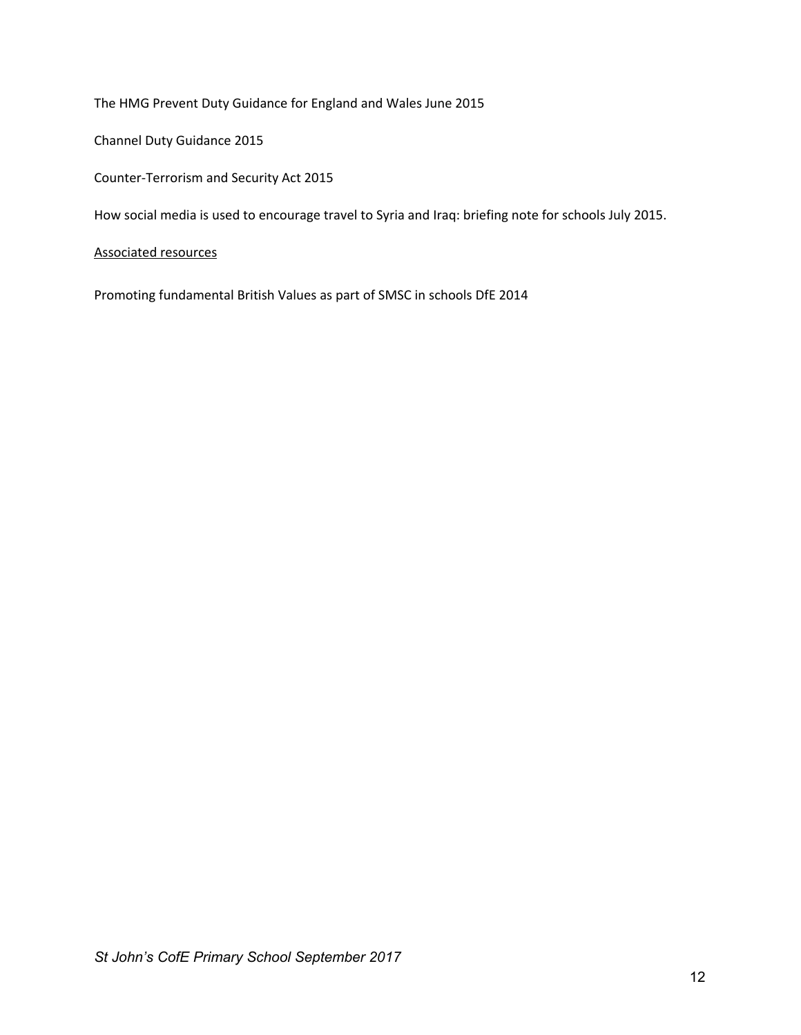The HMG Prevent Duty Guidance for England and Wales June 2015

Channel Duty Guidance 2015

Counter-Terrorism and Security Act 2015

How social media is used to encourage travel to Syria and Iraq: briefing note for schools July 2015.

<u>Associated resources</u>

Promoting fundamental British Values as part of SMSC in schools DfE 2014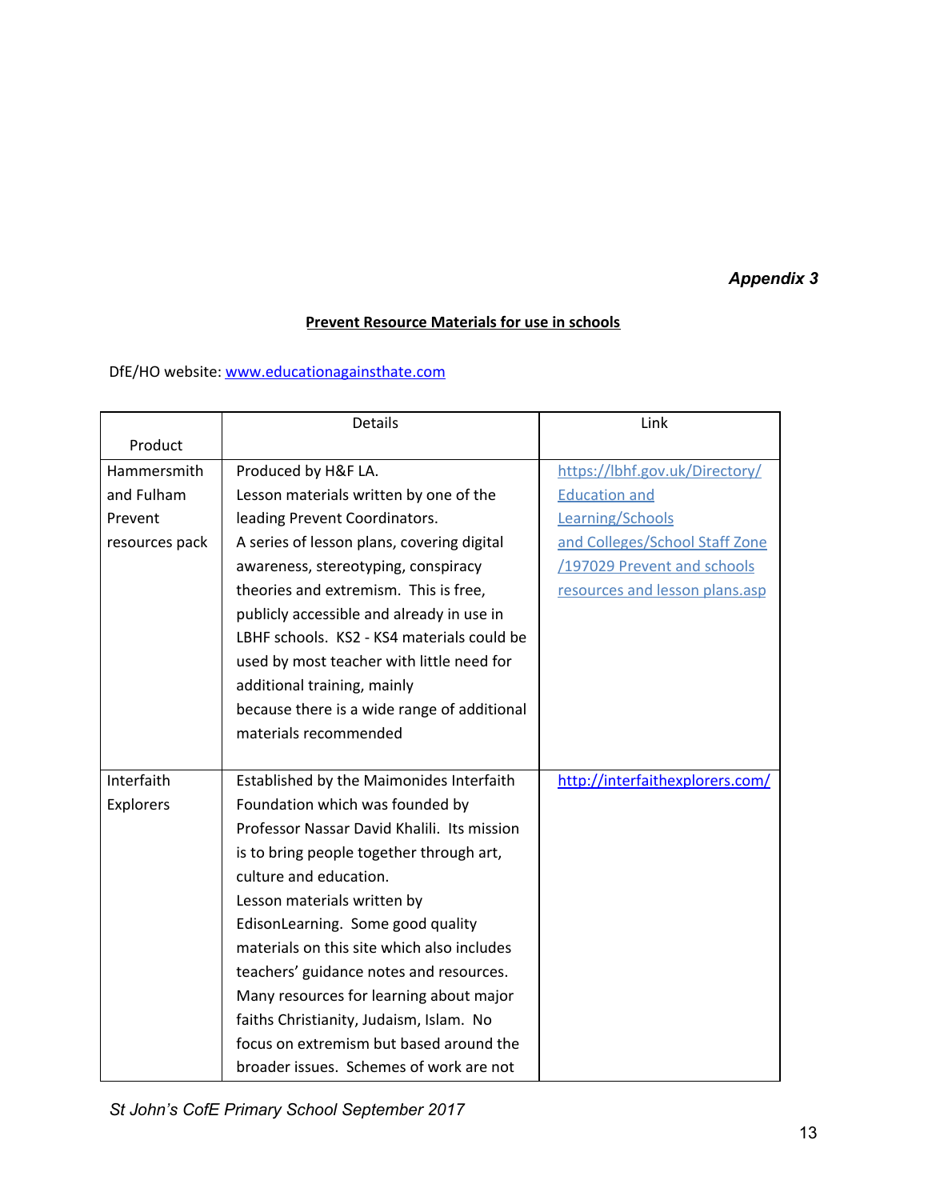*Appendix 3*

**Prevent Resource Materials for use in schools**

DfE/HO website: [www.educationagainsthate.com](www.educationagainsthate.com)

| Product | Details | Link |
|---|---|---|
| Hammersmith and Fulham Prevent resources pack | Produced by H&F LA. Lesson materials written by one of the leading Prevent Coordinators. A series of lesson plans, covering digital awareness, stereotyping, conspiracy theories and extremism. This is free, publicly accessible and already in use in LBHF schools. KS2 - KS4 materials could be used by most teacher with little need for additional training, mainly because there is a wide range of additional materials recommended | https://lbhf.gov.uk/Directory/Education and Learning/Schools and Colleges/School Staff Zone /197029 Prevent and schools resources and lesson plans.asp |
| Interfaith Explorers | Established by the Maimonides Interfaith Foundation which was founded by Professor Nassar David Khalili. Its mission is to bring people together through art, culture and education. Lesson materials written by EdisonLearning. Some good quality materials on this site which also includes teachers' guidance notes and resources. Many resources for learning about major faiths Christianity, Judaism, Islam. No focus on extremism but based around the broader issues. Schemes of work are not | http://interfaithexplorers.com/ |

*St John's CofE Primary School September 2017*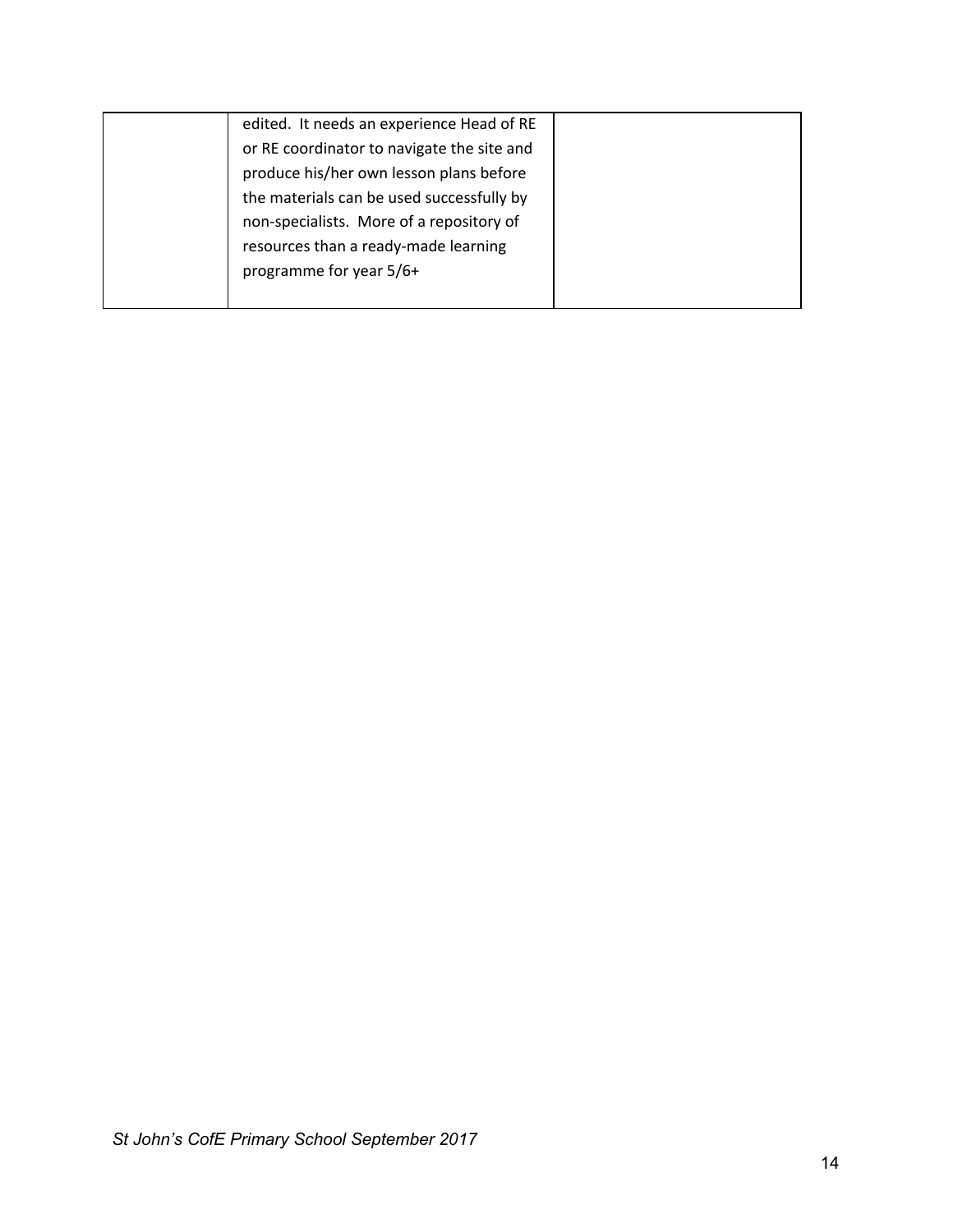| | | |
|---|---|---|
| | edited. It needs an experience Head of RE or RE coordinator to navigate the site and produce his/her own lesson plans before the materials can be used successfully by non-specialists. More of a repository of resources than a ready-made learning programme for year 5/6+ | |